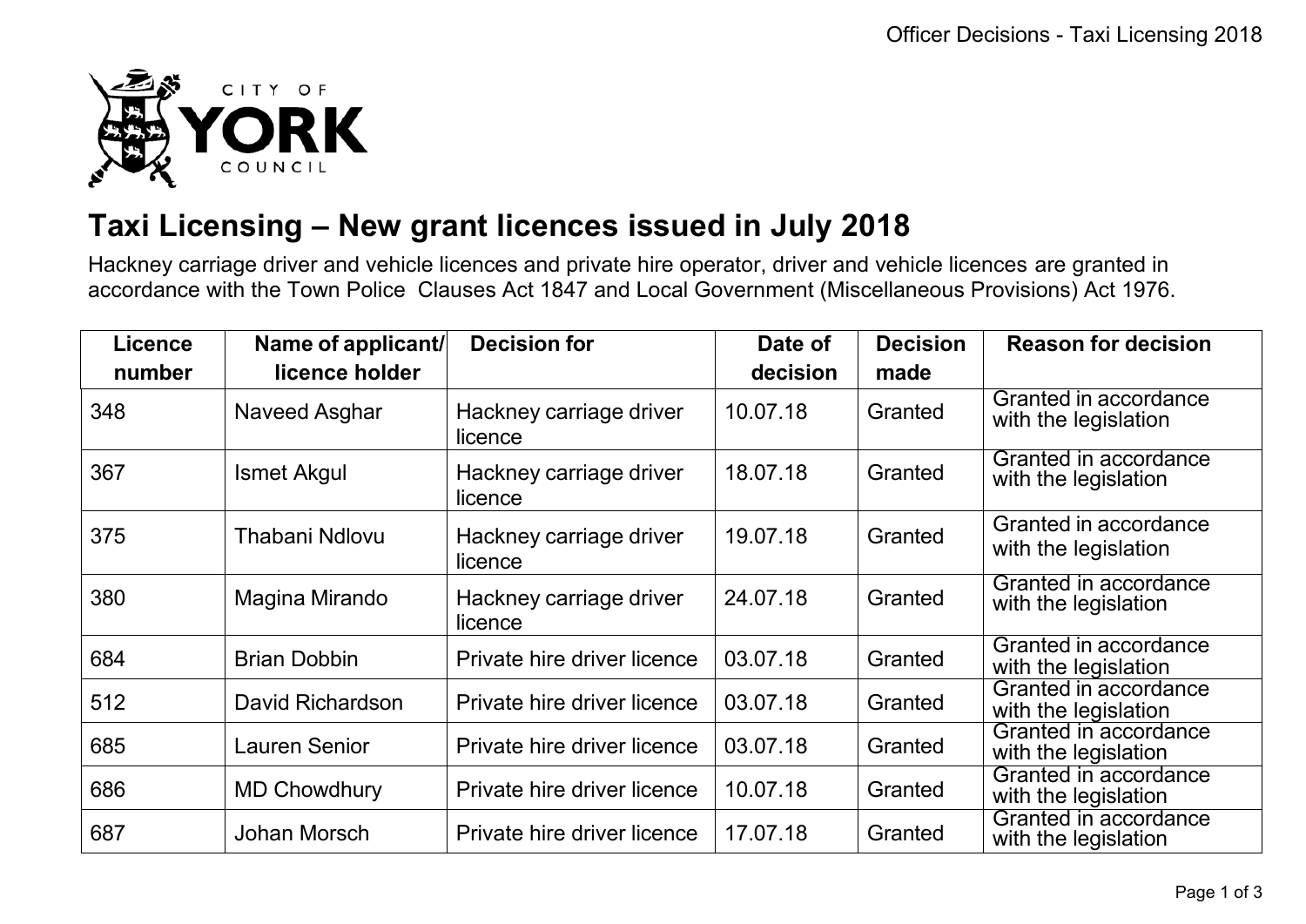# Taxi Licensing – New grant licences issued in July 2018

Hackney carriage driver and vehicle licences and private hire operator, driver and vehicle licences are granted in accordance with the Town Police Clauses Act 1847 and Local Government (Miscellaneous Provisions) Act 1976.

| Licence number | Name of applicant/ licence holder | Decision for | Date of decision | Decision made | Reason for decision |
|---|---|---|---|---|---|
| 348 | Naveed Asghar | Hackney carriage driver licence | 10.07.18 | Granted | Granted in accordance with the legislation |
| 367 | Ismet Akgul | Hackney carriage driver licence | 18.07.18 | Granted | Granted in accordance with the legislation |
| 375 | Thabani Ndlovu | Hackney carriage driver licence | 19.07.18 | Granted | Granted in accordance with the legislation |
| 380 | Magina Mirando | Hackney carriage driver licence | 24.07.18 | Granted | Granted in accordance with the legislation |
| 684 | Brian Dobbin | Private hire driver licence | 03.07.18 | Granted | Granted in accordance with the legislation |
| 512 | David Richardson | Private hire driver licence | 03.07.18 | Granted | Granted in accordance with the legislation |
| 685 | Lauren Senior | Private hire driver licence | 03.07.18 | Granted | Granted in accordance with the legislation |
| 686 | MD Chowdhury | Private hire driver licence | 10.07.18 | Granted | Granted in accordance with the legislation |
| 687 | Johan Morsch | Private hire driver licence | 17.07.18 | Granted | Granted in accordance with the legislation |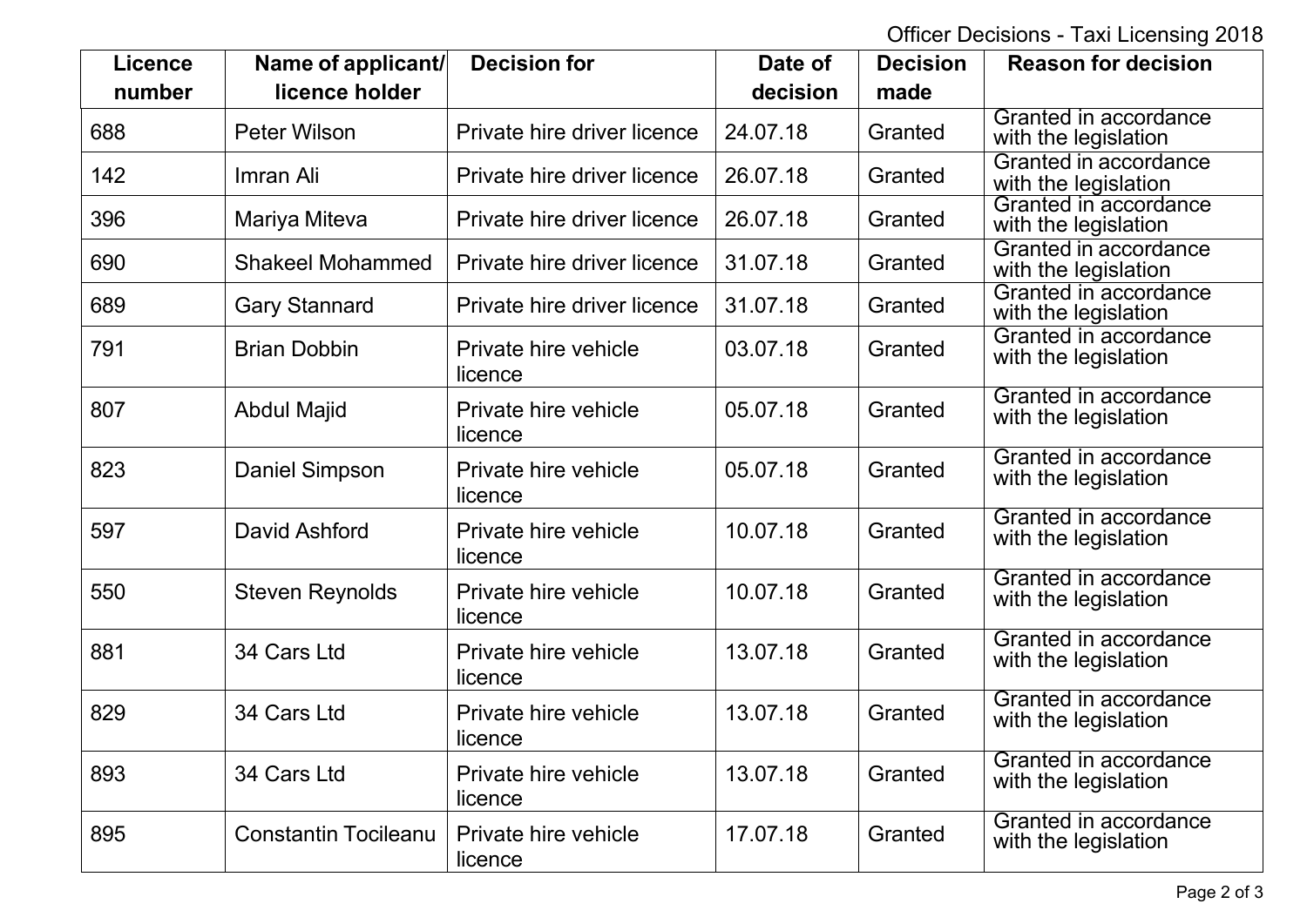| Licence number | Name of applicant/ licence holder | Decision for | Date of decision | Decision made | Reason for decision |
|---|---|---|---|---|---|
| 688 | Peter Wilson | Private hire driver licence | 24.07.18 | Granted | Granted in accordance with the legislation |
| 142 | Imran Ali | Private hire driver licence | 26.07.18 | Granted | Granted in accordance with the legislation |
| 396 | Mariya Miteva | Private hire driver licence | 26.07.18 | Granted | Granted in accordance with the legislation |
| 690 | Shakeel Mohammed | Private hire driver licence | 31.07.18 | Granted | Granted in accordance with the legislation |
| 689 | Gary Stannard | Private hire driver licence | 31.07.18 | Granted | Granted in accordance with the legislation |
| 791 | Brian Dobbin | Private hire vehicle licence | 03.07.18 | Granted | Granted in accordance with the legislation |
| 807 | Abdul Majid | Private hire vehicle licence | 05.07.18 | Granted | Granted in accordance with the legislation |
| 823 | Daniel Simpson | Private hire vehicle licence | 05.07.18 | Granted | Granted in accordance with the legislation |
| 597 | David Ashford | Private hire vehicle licence | 10.07.18 | Granted | Granted in accordance with the legislation |
| 550 | Steven Reynolds | Private hire vehicle licence | 10.07.18 | Granted | Granted in accordance with the legislation |
| 881 | 34 Cars Ltd | Private hire vehicle licence | 13.07.18 | Granted | Granted in accordance with the legislation |
| 829 | 34 Cars Ltd | Private hire vehicle licence | 13.07.18 | Granted | Granted in accordance with the legislation |
| 893 | 34 Cars Ltd | Private hire vehicle licence | 13.07.18 | Granted | Granted in accordance with the legislation |
| 895 | Constantin Tocileanu | Private hire vehicle licence | 17.07.18 | Granted | Granted in accordance with the legislation |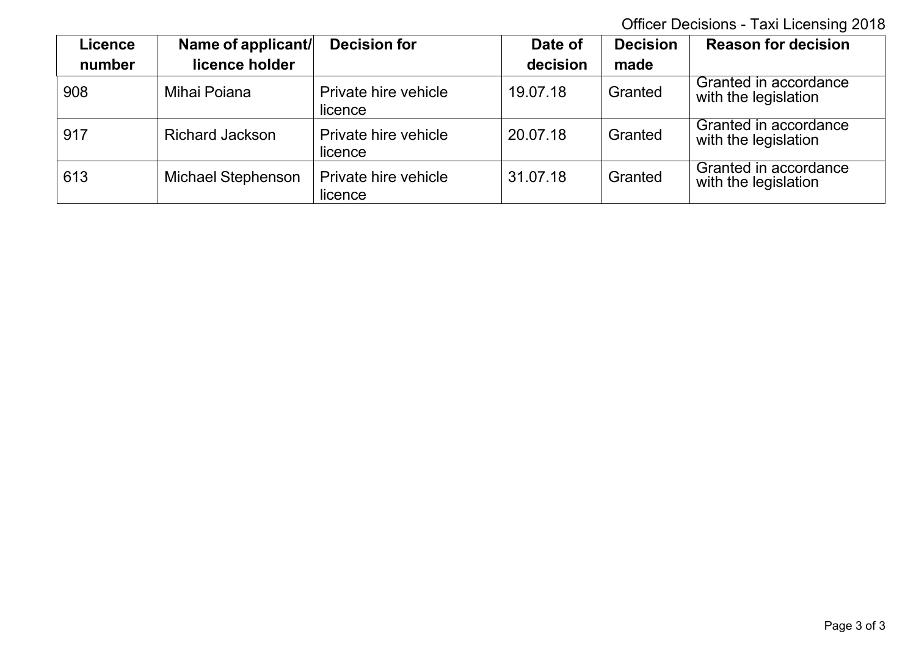| Licence number | Name of applicant/ licence holder | Decision for | Date of decision | Decision made | Reason for decision |
|---|---|---|---|---|---|
| 908 | Mihai Poiana | Private hire vehicle licence | 19.07.18 | Granted | Granted in accordance with the legislation |
| 917 | Richard Jackson | Private hire vehicle licence | 20.07.18 | Granted | Granted in accordance with the legislation |
| 613 | Michael Stephenson | Private hire vehicle licence | 31.07.18 | Granted | Granted in accordance with the legislation |